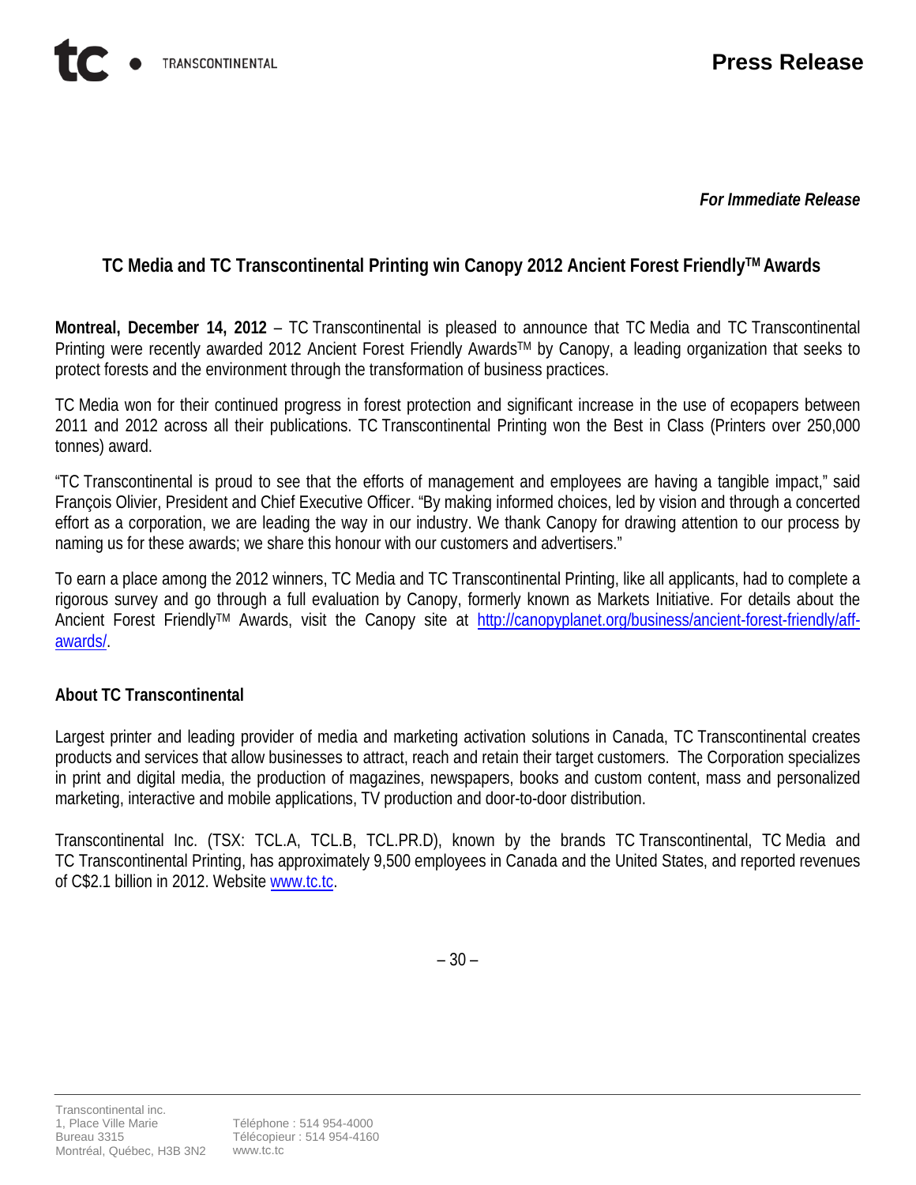TRANSCONTINENTAL

**Press Release**

***For Immediate Release***

## TC Media and TC Transcontinental Printing win Canopy 2012 Ancient Forest Friendly™ Awards

**Montreal, December 14, 2012** – TC Transcontinental is pleased to announce that TC Media and TC Transcontinental Printing were recently awarded 2012 Ancient Forest Friendly Awards™ by Canopy, a leading organization that seeks to protect forests and the environment through the transformation of business practices.

TC Media won for their continued progress in forest protection and significant increase in the use of ecopapers between 2011 and 2012 across all their publications. TC Transcontinental Printing won the Best in Class (Printers over 250,000 tonnes) award.

"TC Transcontinental is proud to see that the efforts of management and employees are having a tangible impact," said François Olivier, President and Chief Executive Officer. "By making informed choices, led by vision and through a concerted effort as a corporation, we are leading the way in our industry. We thank Canopy for drawing attention to our process by naming us for these awards; we share this honour with our customers and advertisers."

To earn a place among the 2012 winners, TC Media and TC Transcontinental Printing, like all applicants, had to complete a rigorous survey and go through a full evaluation by Canopy, formerly known as Markets Initiative. For details about the Ancient Forest Friendly™ Awards, visit the Canopy site at http://canopyplanet.org/business/ancient-forest-friendly/aff-awards/.

### About TC Transcontinental

Largest printer and leading provider of media and marketing activation solutions in Canada, TC Transcontinental creates products and services that allow businesses to attract, reach and retain their target customers. The Corporation specializes in print and digital media, the production of magazines, newspapers, books and custom content, mass and personalized marketing, interactive and mobile applications, TV production and door-to-door distribution.

Transcontinental Inc. (TSX: TCL.A, TCL.B, TCL.PR.D), known by the brands TC Transcontinental, TC Media and TC Transcontinental Printing, has approximately 9,500 employees in Canada and the United States, and reported revenues of C$2.1 billion in 2012. Website www.tc.tc.

– 30 –

Transcontinental inc.
1, Place Ville Marie
Bureau 3315
Montréal, Québec, H3B 3N2

Téléphone : 514 954-4000
Télécopieur : 514 954-4160
www.tc.tc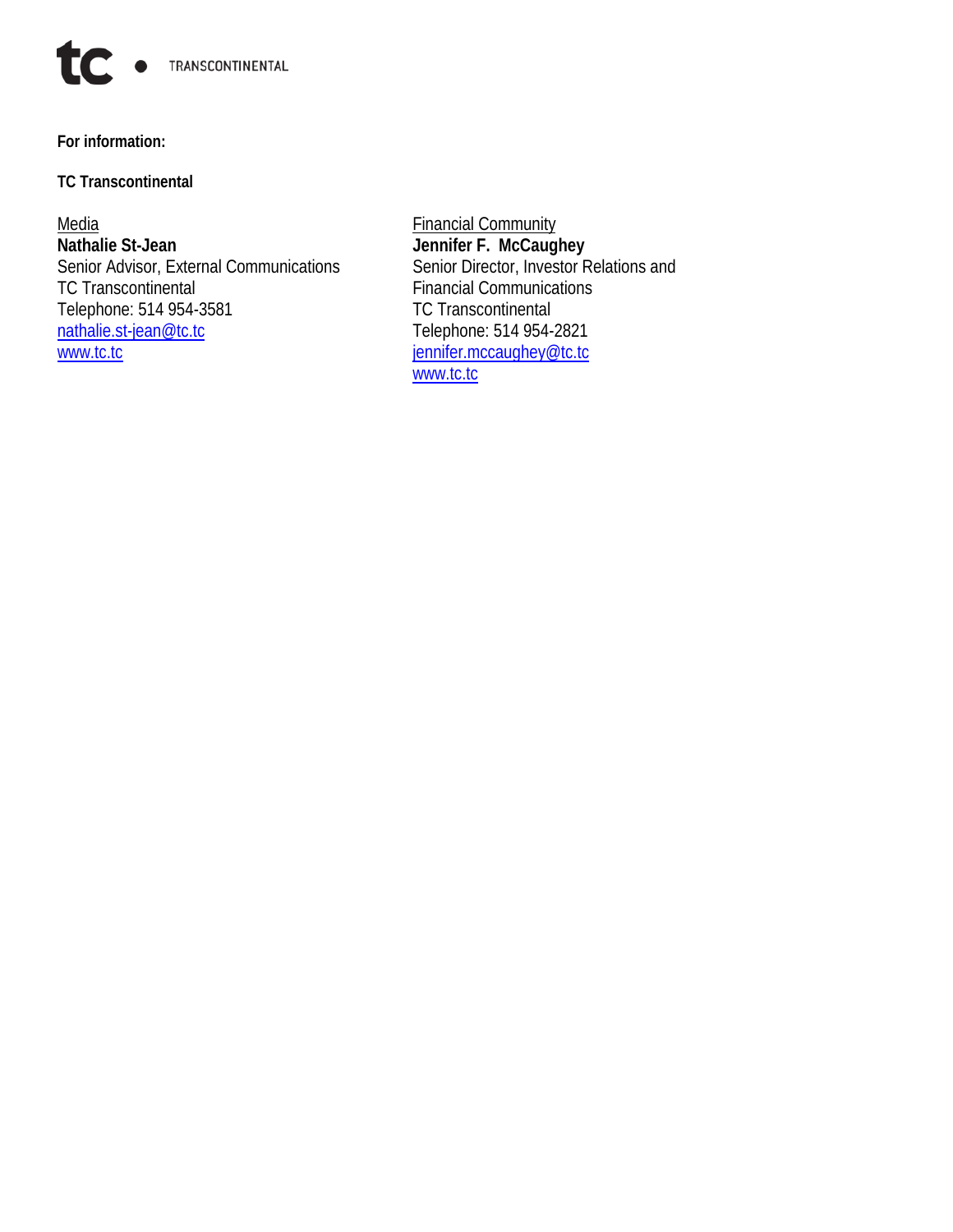**For information:**

**TC Transcontinental**

Media
**Nathalie St-Jean**
Senior Advisor, External Communications
TC Transcontinental
Telephone: 514 954-3581
nathalie.st-jean@tc.tc
www.tc.tc

Financial Community
**Jennifer F. McCaughey**
Senior Director, Investor Relations and Financial Communications
TC Transcontinental
Telephone: 514 954-2821
jennifer.mccaughey@tc.tc
www.tc.tc